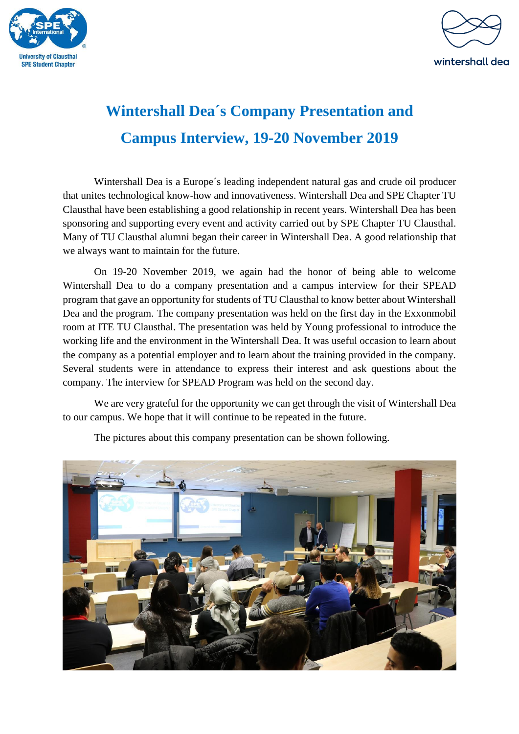University of Clausthal
SPE Student Chapter

wintershall dea

# Wintershall Dea´s Company Presentation and Campus Interview, 19-20 November 2019

Wintershall Dea is a Europe´s leading independent natural gas and crude oil producer that unites technological know-how and innovativeness. Wintershall Dea and SPE Chapter TU Clausthal have been establishing a good relationship in recent years. Wintershall Dea has been sponsoring and supporting every event and activity carried out by SPE Chapter TU Clausthal. Many of TU Clausthal alumni began their career in Wintershall Dea. A good relationship that we always want to maintain for the future.

On 19-20 November 2019, we again had the honor of being able to welcome Wintershall Dea to do a company presentation and a campus interview for their SPEAD program that gave an opportunity for students of TU Clausthal to know better about Wintershall Dea and the program. The company presentation was held on the first day in the Exxonmobil room at ITE TU Clausthal. The presentation was held by Young professional to introduce the working life and the environment in the Wintershall Dea. It was useful occasion to learn about the company as a potential employer and to learn about the training provided in the company. Several students were in attendance to express their interest and ask questions about the company. The interview for SPEAD Program was held on the second day.

We are very grateful for the opportunity we can get through the visit of Wintershall Dea to our campus. We hope that it will continue to be repeated in the future.

The pictures about this company presentation can be shown following.